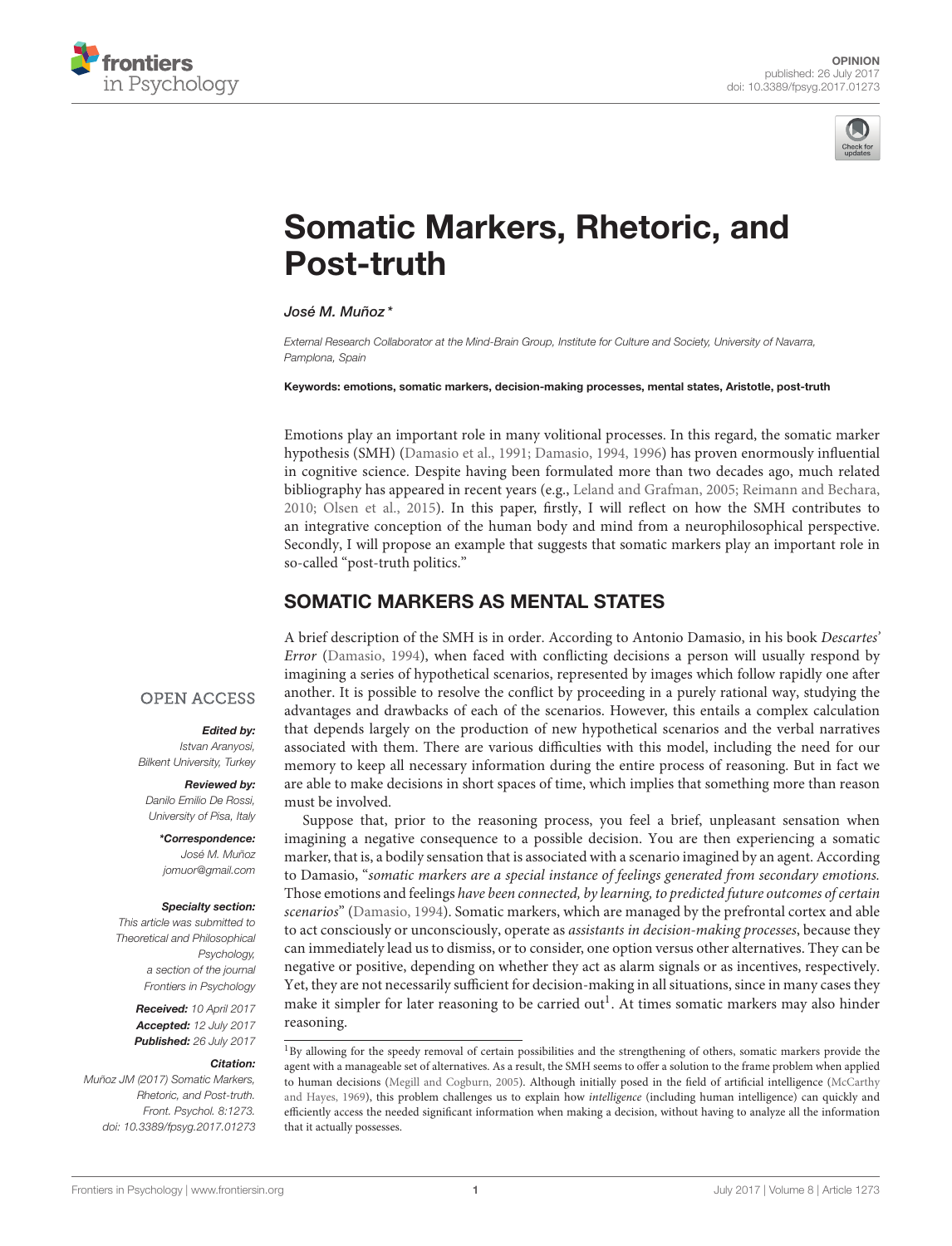OPINION
published: 26 July 2017
doi: 10.3389/fpsyg.2017.01273

# Somatic Markers, Rhetoric, and Post-truth

*José M. Muñoz\**

*External Research Collaborator at the Mind-Brain Group, Institute for Culture and Society, University of Navarra, Pamplona, Spain*

**Keywords: emotions, somatic markers, decision-making processes, mental states, Aristotle, post-truth**

OPEN ACCESS

***Edited by:***
*Istvan Aranyosi, Bilkent University, Turkey*

***Reviewed by:***
*Danilo Emilio De Rossi, University of Pisa, Italy*

***\*Correspondence:***
*José M. Muñoz*
*jomuor@gmail.com*

***Specialty section:***
*This article was submitted to Theoretical and Philosophical Psychology, a section of the journal Frontiers in Psychology*

***Received:*** *10 April 2017*
***Accepted:*** *12 July 2017*
***Published:*** *26 July 2017*

***Citation:***
*Muñoz JM (2017) Somatic Markers, Rhetoric, and Post-truth. Front. Psychol. 8:1273. doi: 10.3389/fpsyg.2017.01273*

Emotions play an important role in many volitional processes. In this regard, the somatic marker hypothesis (SMH) (Damasio et al., 1991; Damasio, 1994, 1996) has proven enormously influential in cognitive science. Despite having been formulated more than two decades ago, much related bibliography has appeared in recent years (e.g., Leland and Grafman, 2005; Reimann and Bechara, 2010; Olsen et al., 2015). In this paper, firstly, I will reflect on how the SMH contributes to an integrative conception of the human body and mind from a neurophilosophical perspective. Secondly, I will propose an example that suggests that somatic markers play an important role in so-called "post-truth politics."

## SOMATIC MARKERS AS MENTAL STATES

A brief description of the SMH is in order. According to Antonio Damasio, in his book *Descartes' Error* (Damasio, 1994), when faced with conflicting decisions a person will usually respond by imagining a series of hypothetical scenarios, represented by images which follow rapidly one after another. It is possible to resolve the conflict by proceeding in a purely rational way, studying the advantages and drawbacks of each of the scenarios. However, this entails a complex calculation that depends largely on the production of new hypothetical scenarios and the verbal narratives associated with them. There are various difficulties with this model, including the need for our memory to keep all necessary information during the entire process of reasoning. But in fact we are able to make decisions in short spaces of time, which implies that something more than reason must be involved.

Suppose that, prior to the reasoning process, you feel a brief, unpleasant sensation when imagining a negative consequence to a possible decision. You are then experiencing a somatic marker, that is, a bodily sensation that is associated with a scenario imagined by an agent. According to Damasio, "*somatic markers are a special instance of feelings generated from secondary emotions.* Those emotions and feelings *have been connected, by learning, to predicted future outcomes of certain scenarios*" (Damasio, 1994). Somatic markers, which are managed by the prefrontal cortex and able to act consciously or unconsciously, operate as *assistants in decision-making processes*, because they can immediately lead us to dismiss, or to consider, one option versus other alternatives. They can be negative or positive, depending on whether they act as alarm signals or as incentives, respectively. Yet, they are not necessarily sufficient for decision-making in all situations, since in many cases they make it simpler for later reasoning to be carried out[1]. At times somatic markers may also hinder reasoning.

[1]By allowing for the speedy removal of certain possibilities and the strengthening of others, somatic markers provide the agent with a manageable set of alternatives. As a result, the SMH seems to offer a solution to the frame problem when applied to human decisions (Megill and Cogburn, 2005). Although initially posed in the field of artificial intelligence (McCarthy and Hayes, 1969), this problem challenges us to explain how *intelligence* (including human intelligence) can quickly and efficiently access the needed significant information when making a decision, without having to analyze all the information that it actually possesses.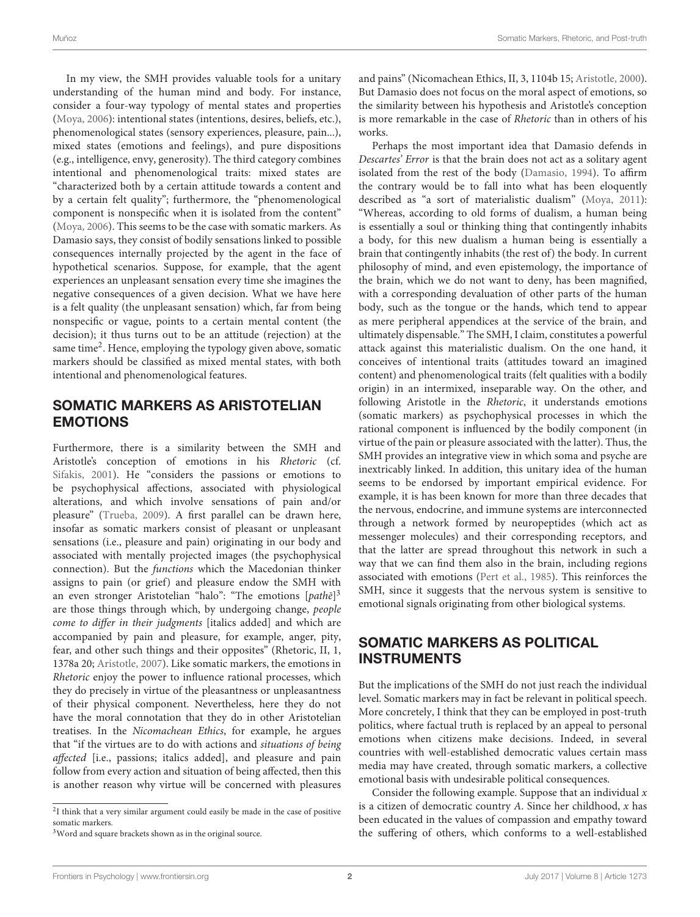In my view, the SMH provides valuable tools for a unitary understanding of the human mind and body. For instance, consider a four-way typology of mental states and properties (Moya, 2006): intentional states (intentions, desires, beliefs, etc.), phenomenological states (sensory experiences, pleasure, pain...), mixed states (emotions and feelings), and pure dispositions (e.g., intelligence, envy, generosity). The third category combines intentional and phenomenological traits: mixed states are "characterized both by a certain attitude towards a content and by a certain felt quality"; furthermore, the "phenomenological component is nonspecific when it is isolated from the content" (Moya, 2006). This seems to be the case with somatic markers. As Damasio says, they consist of bodily sensations linked to possible consequences internally projected by the agent in the face of hypothetical scenarios. Suppose, for example, that the agent experiences an unpleasant sensation every time she imagines the negative consequences of a given decision. What we have here is a felt quality (the unpleasant sensation) which, far from being nonspecific or vague, points to a certain mental content (the decision); it thus turns out to be an attitude (rejection) at the same time[2]. Hence, employing the typology given above, somatic markers should be classified as mixed mental states, with both intentional and phenomenological features.

## SOMATIC MARKERS AS ARISTOTELIAN EMOTIONS

Furthermore, there is a similarity between the SMH and Aristotle's conception of emotions in his *Rhetoric* (cf. Sifakis, 2001). He "considers the passions or emotions to be psychophysical affections, associated with physiological alterations, and which involve sensations of pain and/or pleasure" (Trueba, 2009). A first parallel can be drawn here, insofar as somatic markers consist of pleasant or unpleasant sensations (i.e., pleasure and pain) originating in our body and associated with mentally projected images (the psychophysical connection). But the *functions* which the Macedonian thinker assigns to pain (or grief) and pleasure endow the SMH with an even stronger Aristotelian "halo": "The emotions [*pathē*][3] are those things through which, by undergoing change, *people come to differ in their judgments* [italics added] and which are accompanied by pain and pleasure, for example, anger, pity, fear, and other such things and their opposites" (Rhetoric, II, 1, 1378a 20; Aristotle, 2007). Like somatic markers, the emotions in *Rhetoric* enjoy the power to influence rational processes, which they do precisely in virtue of the pleasantness or unpleasantness of their physical component. Nevertheless, here they do not have the moral connotation that they do in other Aristotelian treatises. In the *Nicomachean Ethics*, for example, he argues that "if the virtues are to do with actions and *situations of being affected* [i.e., passions; italics added], and pleasure and pain follow from every action and situation of being affected, then this is another reason why virtue will be concerned with pleasures and pains" (Nicomachean Ethics, II, 3, 1104b 15; Aristotle, 2000). But Damasio does not focus on the moral aspect of emotions, so the similarity between his hypothesis and Aristotle's conception is more remarkable in the case of *Rhetoric* than in others of his works.

Perhaps the most important idea that Damasio defends in *Descartes' Error* is that the brain does not act as a solitary agent isolated from the rest of the body (Damasio, 1994). To affirm the contrary would be to fall into what has been eloquently described as "a sort of materialistic dualism" (Moya, 2011): "Whereas, according to old forms of dualism, a human being is essentially a soul or thinking thing that contingently inhabits a body, for this new dualism a human being is essentially a brain that contingently inhabits (the rest of) the body. In current philosophy of mind, and even epistemology, the importance of the brain, which we do not want to deny, has been magnified, with a corresponding devaluation of other parts of the human body, such as the tongue or the hands, which tend to appear as mere peripheral appendices at the service of the brain, and ultimately dispensable." The SMH, I claim, constitutes a powerful attack against this materialistic dualism. On the one hand, it conceives of intentional traits (attitudes toward an imagined content) and phenomenological traits (felt qualities with a bodily origin) in an intermixed, inseparable way. On the other, and following Aristotle in the *Rhetoric*, it understands emotions (somatic markers) as psychophysical processes in which the rational component is influenced by the bodily component (in virtue of the pain or pleasure associated with the latter). Thus, the SMH provides an integrative view in which soma and psyche are inextricably linked. In addition, this unitary idea of the human seems to be endorsed by important empirical evidence. For example, it is has been known for more than three decades that the nervous, endocrine, and immune systems are interconnected through a network formed by neuropeptides (which act as messenger molecules) and their corresponding receptors, and that the latter are spread throughout this network in such a way that we can find them also in the brain, including regions associated with emotions (Pert et al., 1985). This reinforces the SMH, since it suggests that the nervous system is sensitive to emotional signals originating from other biological systems.

## SOMATIC MARKERS AS POLITICAL INSTRUMENTS

But the implications of the SMH do not just reach the individual level. Somatic markers may in fact be relevant in political speech. More concretely, I think that they can be employed in post-truth politics, where factual truth is replaced by an appeal to personal emotions when citizens make decisions. Indeed, in several countries with well-established democratic values certain mass media may have created, through somatic markers, a collective emotional basis with undesirable political consequences.

Consider the following example. Suppose that an individual $x$ is a citizen of democratic country $A$. Since her childhood, $x$ has been educated in the values of compassion and empathy toward the suffering of others, which conforms to a well-established

[2] I think that a very similar argument could easily be made in the case of positive somatic markers.

[3] Word and square brackets shown as in the original source.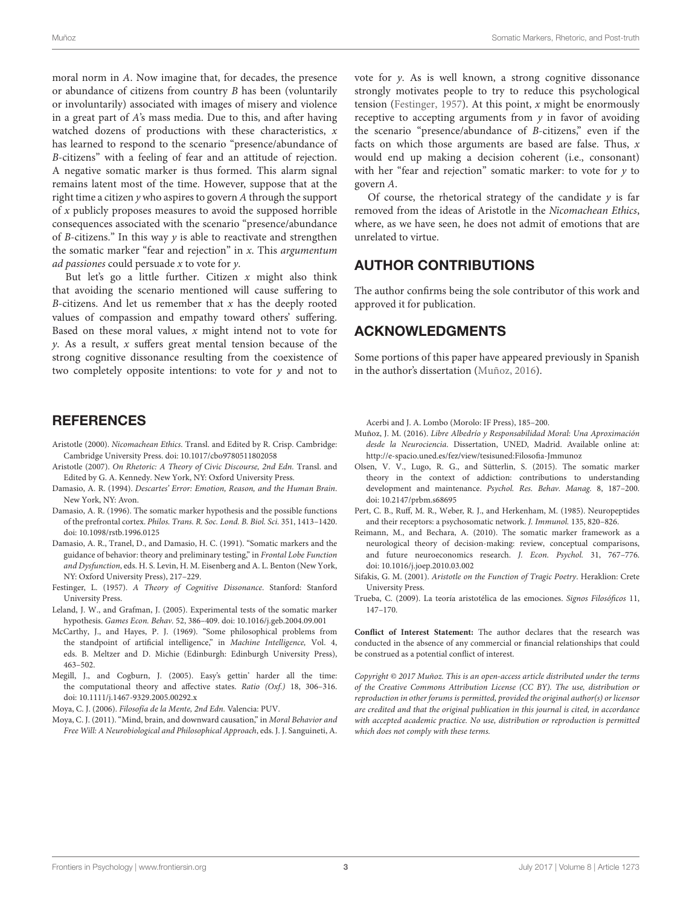moral norm in *A*. Now imagine that, for decades, the presence or abundance of citizens from country *B* has been (voluntarily or involuntarily) associated with images of misery and violence in a great part of *A*'s mass media. Due to this, and after having watched dozens of productions with these characteristics, *x* has learned to respond to the scenario "presence/abundance of *B*-citizens" with a feeling of fear and an attitude of rejection. A negative somatic marker is thus formed. This alarm signal remains latent most of the time. However, suppose that at the right time a citizen *y* who aspires to govern *A* through the support of *x* publicly proposes measures to avoid the supposed horrible consequences associated with the scenario "presence/abundance of *B*-citizens." In this way *y* is able to reactivate and strengthen the somatic marker "fear and rejection" in *x*. This *argumentum ad passiones* could persuade *x* to vote for *y*.

But let's go a little further. Citizen *x* might also think that avoiding the scenario mentioned will cause suffering to *B*-citizens. And let us remember that *x* has the deeply rooted values of compassion and empathy toward others' suffering. Based on these moral values, *x* might intend not to vote for *y*. As a result, *x* suffers great mental tension because of the strong cognitive dissonance resulting from the coexistence of two completely opposite intentions: to vote for *y* and not to vote for *y*. As is well known, a strong cognitive dissonance strongly motivates people to try to reduce this psychological tension (Festinger, 1957). At this point, *x* might be enormously receptive to accepting arguments from *y* in favor of avoiding the scenario "presence/abundance of *B*-citizens," even if the facts on which those arguments are based are false. Thus, *x* would end up making a decision coherent (i.e., consonant) with her "fear and rejection" somatic marker: to vote for *y* to govern *A*.

Of course, the rhetorical strategy of the candidate *y* is far removed from the ideas of Aristotle in the *Nicomachean Ethics*, where, as we have seen, he does not admit of emotions that are unrelated to virtue.

## AUTHOR CONTRIBUTIONS

The author confirms being the sole contributor of this work and approved it for publication.

## ACKNOWLEDGMENTS

Some portions of this paper have appeared previously in Spanish in the author's dissertation (Muñoz, 2016).

## REFERENCES

Aristotle (2000). *Nicomachean Ethics*. Transl. and Edited by R. Crisp. Cambridge: Cambridge University Press. doi: 10.1017/cbo9780511802058

Aristotle (2007). *On Rhetoric: A Theory of Civic Discourse, 2nd Edn.* Transl. and Edited by G. A. Kennedy. New York, NY: Oxford University Press.

Damasio, A. R. (1994). *Descartes' Error: Emotion, Reason, and the Human Brain*. New York, NY: Avon.

Damasio, A. R. (1996). The somatic marker hypothesis and the possible functions of the prefrontal cortex. *Philos. Trans. R. Soc. Lond. B. Biol. Sci.* 351, 1413–1420. doi: 10.1098/rstb.1996.0125

Damasio, A. R., Tranel, D., and Damasio, H. C. (1991). "Somatic markers and the guidance of behavior: theory and preliminary testing," in *Frontal Lobe Function and Dysfunction*, eds. H. S. Levin, H. M. Eisenberg and A. L. Benton (New York, NY: Oxford University Press), 217–229.

Festinger, L. (1957). *A Theory of Cognitive Dissonance*. Stanford: Stanford University Press.

Leland, J. W., and Grafman, J. (2005). Experimental tests of the somatic marker hypothesis. *Games Econ. Behav.* 52, 386–409. doi: 10.1016/j.geb.2004.09.001

McCarthy, J., and Hayes, P. J. (1969). "Some philosophical problems from the standpoint of artificial intelligence," in *Machine Intelligence*, Vol. 4, eds. B. Meltzer and D. Michie (Edinburgh: Edinburgh University Press), 463–502.

Megill, J., and Cogburn, J. (2005). Easy's gettin' harder all the time: the computational theory and affective states. *Ratio (Oxf.)* 18, 306–316. doi: 10.1111/j.1467-9329.2005.00292.x

Moya, C. J. (2006). *Filosofía de la Mente, 2nd Edn.* Valencia: PUV.

Moya, C. J. (2011). "Mind, brain, and downward causation," in *Moral Behavior and Free Will: A Neurobiological and Philosophical Approach*, eds. J. J. Sanguineti, A. Acerbi and J. A. Lombo (Morolo: IF Press), 185–200.

Muñoz, J. M. (2016). *Libre Albedrío y Responsabilidad Moral: Una Aproximación desde la Neurociencia*. Dissertation, UNED, Madrid. Available online at: http://e-spacio.uned.es/fez/view/tesisuned:Filosofia-Jmmunoz

Olsen, V. V., Lugo, R. G., and Sütterlin, S. (2015). The somatic marker theory in the context of addiction: contributions to understanding development and maintenance. *Psychol. Res. Behav. Manag.* 8, 187–200. doi: 10.2147/prbm.s68695

Pert, C. B., Ruff, M. R., Weber, R. J., and Herkenham, M. (1985). Neuropeptides and their receptors: a psychosomatic network. *J. Immunol.* 135, 820–826.

Reimann, M., and Bechara, A. (2010). The somatic marker framework as a neurological theory of decision-making: review, conceptual comparisons, and future neuroeconomics research. *J. Econ. Psychol.* 31, 767–776. doi: 10.1016/j.joep.2010.03.002

Sifakis, G. M. (2001). *Aristotle on the Function of Tragic Poetry*. Heraklion: Crete University Press.

Trueba, C. (2009). La teoría aristotélica de las emociones. *Signos Filosóficos* 11, 147–170.

**Conflict of Interest Statement:** The author declares that the research was conducted in the absence of any commercial or financial relationships that could be construed as a potential conflict of interest.

*Copyright © 2017 Muñoz. This is an open-access article distributed under the terms of the Creative Commons Attribution License (CC BY). The use, distribution or reproduction in other forums is permitted, provided the original author(s) or licensor are credited and that the original publication in this journal is cited, in accordance with accepted academic practice. No use, distribution or reproduction is permitted which does not comply with these terms.*